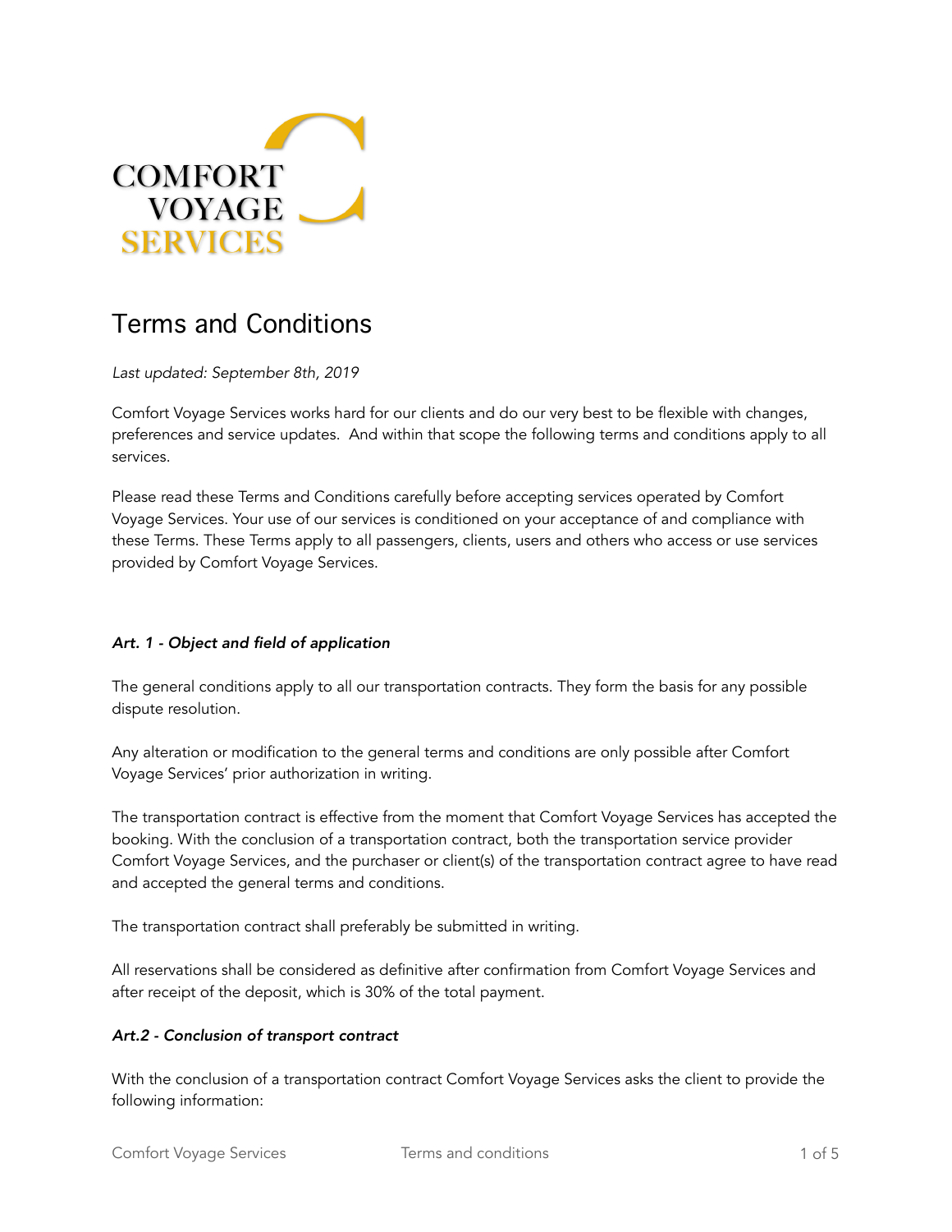COMFORT VOYAGE SERVICES

# Terms and Conditions

*Last updated: September 8th, 2019*

Comfort Voyage Services works hard for our clients and do our very best to be flexible with changes, preferences and service updates. And within that scope the following terms and conditions apply to all services.

Please read these Terms and Conditions carefully before accepting services operated by Comfort Voyage Services. Your use of our services is conditioned on your acceptance of and compliance with these Terms. These Terms apply to all passengers, clients, users and others who access or use services provided by Comfort Voyage Services.

### *Art. 1 - Object and field of application*

The general conditions apply to all our transportation contracts. They form the basis for any possible dispute resolution.

Any alteration or modification to the general terms and conditions are only possible after Comfort Voyage Services' prior authorization in writing.

The transportation contract is effective from the moment that Comfort Voyage Services has accepted the booking. With the conclusion of a transportation contract, both the transportation service provider Comfort Voyage Services, and the purchaser or client(s) of the transportation contract agree to have read and accepted the general terms and conditions.

The transportation contract shall preferably be submitted in writing.

All reservations shall be considered as definitive after confirmation from Comfort Voyage Services and after receipt of the deposit, which is 30% of the total payment.

### *Art.2 - Conclusion of transport contract*

With the conclusion of a transportation contract Comfort Voyage Services asks the client to provide the following information: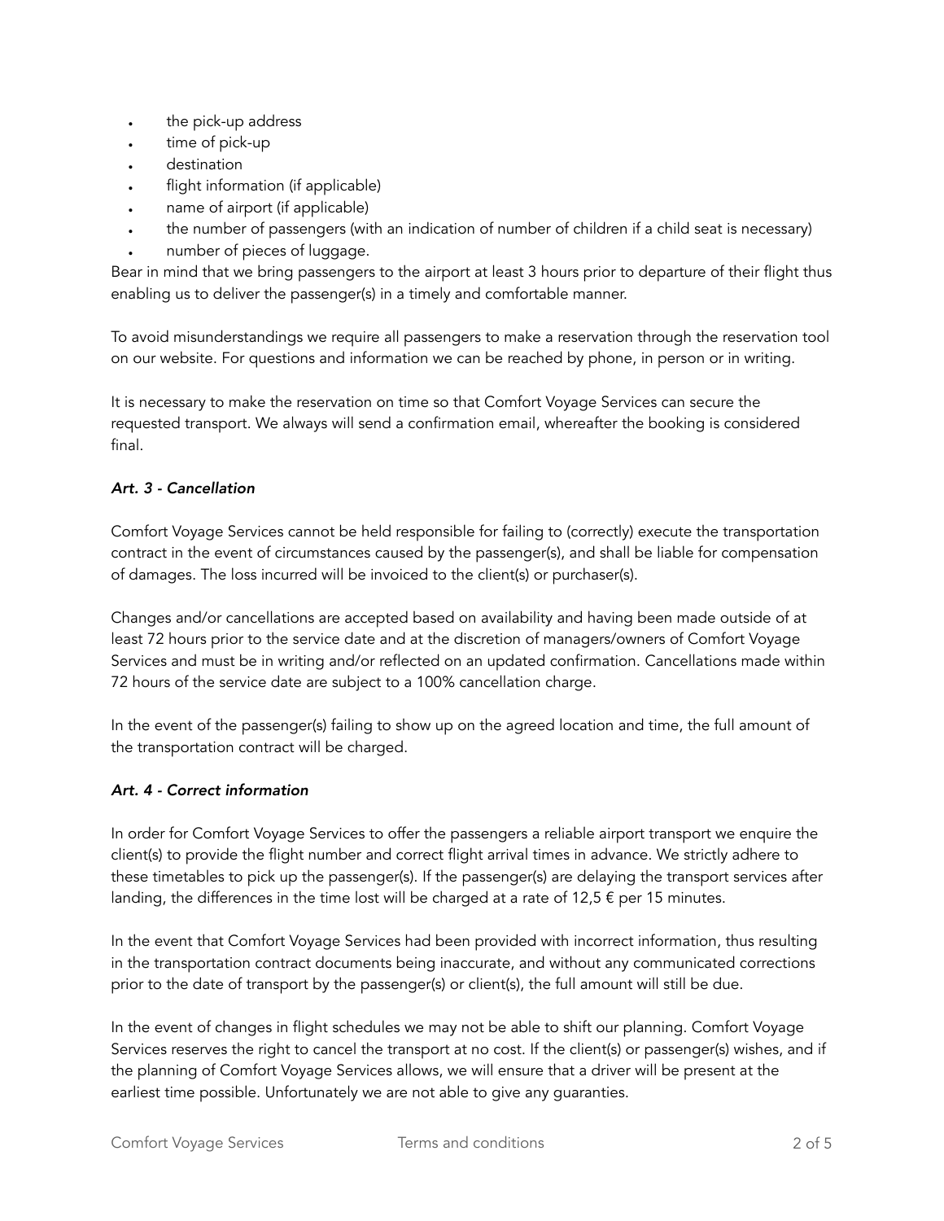- the pick-up address
- time of pick-up
- destination
- flight information (if applicable)
- name of airport (if applicable)
- the number of passengers (with an indication of number of children if a child seat is necessary)
- number of pieces of luggage.

Bear in mind that we bring passengers to the airport at least 3 hours prior to departure of their flight thus enabling us to deliver the passenger(s) in a timely and comfortable manner.

To avoid misunderstandings we require all passengers to make a reservation through the reservation tool on our website. For questions and information we can be reached by phone, in person or in writing.

It is necessary to make the reservation on time so that Comfort Voyage Services can secure the requested transport. We always will send a confirmation email, whereafter the booking is considered final.

***Art. 3 - Cancellation***

Comfort Voyage Services cannot be held responsible for failing to (correctly) execute the transportation contract in the event of circumstances caused by the passenger(s), and shall be liable for compensation of damages. The loss incurred will be invoiced to the client(s) or purchaser(s).

Changes and/or cancellations are accepted based on availability and having been made outside of at least 72 hours prior to the service date and at the discretion of managers/owners of Comfort Voyage Services and must be in writing and/or reflected on an updated confirmation. Cancellations made within 72 hours of the service date are subject to a 100% cancellation charge.

In the event of the passenger(s) failing to show up on the agreed location and time, the full amount of the transportation contract will be charged.

***Art. 4 - Correct information***

In order for Comfort Voyage Services to offer the passengers a reliable airport transport we enquire the client(s) to provide the flight number and correct flight arrival times in advance. We strictly adhere to these timetables to pick up the passenger(s). If the passenger(s) are delaying the transport services after landing, the differences in the time lost will be charged at a rate of 12,5 € per 15 minutes.

In the event that Comfort Voyage Services had been provided with incorrect information, thus resulting in the transportation contract documents being inaccurate, and without any communicated corrections prior to the date of transport by the passenger(s) or client(s), the full amount will still be due.

In the event of changes in flight schedules we may not be able to shift our planning. Comfort Voyage Services reserves the right to cancel the transport at no cost. If the client(s) or passenger(s) wishes, and if the planning of Comfort Voyage Services allows, we will ensure that a driver will be present at the earliest time possible. Unfortunately we are not able to give any guaranties.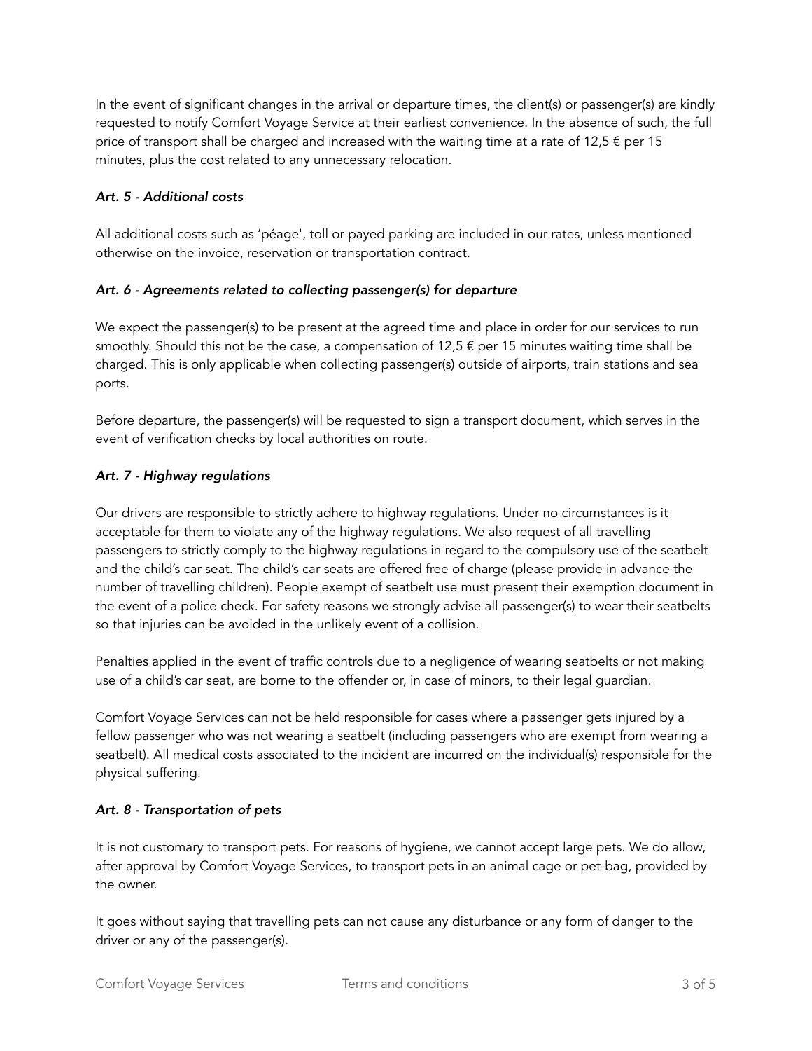In the event of significant changes in the arrival or departure times, the client(s) or passenger(s) are kindly requested to notify Comfort Voyage Service at their earliest convenience. In the absence of such, the full price of transport shall be charged and increased with the waiting time at a rate of 12,5 € per 15 minutes, plus the cost related to any unnecessary relocation.

### *Art. 5 - Additional costs*

All additional costs such as 'péage', toll or payed parking are included in our rates, unless mentioned otherwise on the invoice, reservation or transportation contract.

### *Art. 6 - Agreements related to collecting passenger(s) for departure*

We expect the passenger(s) to be present at the agreed time and place in order for our services to run smoothly. Should this not be the case, a compensation of 12,5 € per 15 minutes waiting time shall be charged. This is only applicable when collecting passenger(s) outside of airports, train stations and sea ports.

Before departure, the passenger(s) will be requested to sign a transport document, which serves in the event of verification checks by local authorities on route.

### *Art. 7 - Highway regulations*

Our drivers are responsible to strictly adhere to highway regulations. Under no circumstances is it acceptable for them to violate any of the highway regulations. We also request of all travelling passengers to strictly comply to the highway regulations in regard to the compulsory use of the seatbelt and the child's car seat. The child's car seats are offered free of charge (please provide in advance the number of travelling children). People exempt of seatbelt use must present their exemption document in the event of a police check. For safety reasons we strongly advise all passenger(s) to wear their seatbelts so that injuries can be avoided in the unlikely event of a collision.

Penalties applied in the event of traffic controls due to a negligence of wearing seatbelts or not making use of a child's car seat, are borne to the offender or, in case of minors, to their legal guardian.

Comfort Voyage Services can not be held responsible for cases where a passenger gets injured by a fellow passenger who was not wearing a seatbelt (including passengers who are exempt from wearing a seatbelt). All medical costs associated to the incident are incurred on the individual(s) responsible for the physical suffering.

### *Art. 8 - Transportation of pets*

It is not customary to transport pets. For reasons of hygiene, we cannot accept large pets. We do allow, after approval by Comfort Voyage Services, to transport pets in an animal cage or pet-bag, provided by the owner.

It goes without saying that travelling pets can not cause any disturbance or any form of danger to the driver or any of the passenger(s).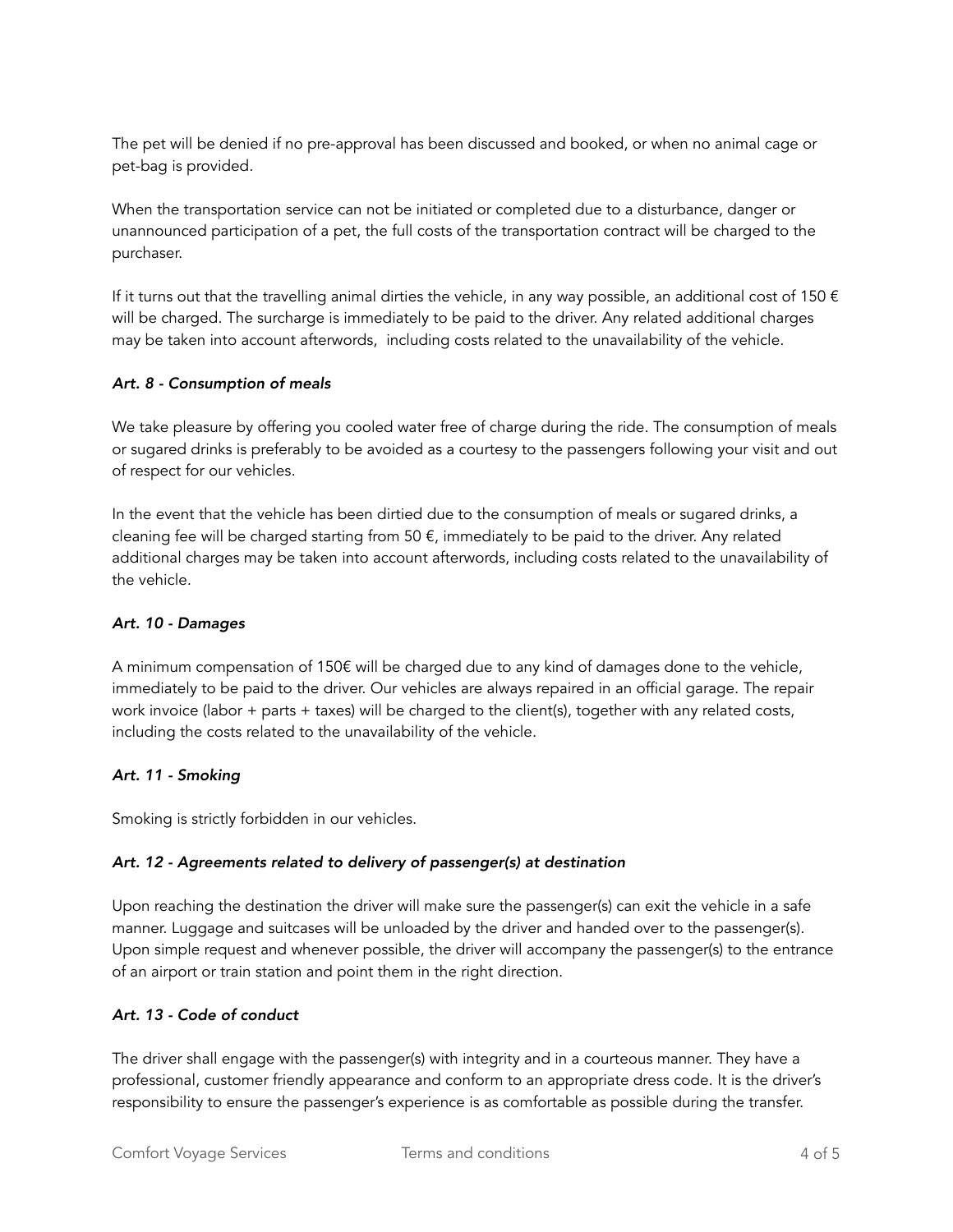The pet will be denied if no pre-approval has been discussed and booked, or when no animal cage or pet-bag is provided.

When the transportation service can not be initiated or completed due to a disturbance, danger or unannounced participation of a pet, the full costs of the transportation contract will be charged to the purchaser.

If it turns out that the travelling animal dirties the vehicle, in any way possible, an additional cost of 150 € will be charged. The surcharge is immediately to be paid to the driver. Any related additional charges may be taken into account afterwords, including costs related to the unavailability of the vehicle.

### *Art. 8 - Consumption of meals*

We take pleasure by offering you cooled water free of charge during the ride. The consumption of meals or sugared drinks is preferably to be avoided as a courtesy to the passengers following your visit and out of respect for our vehicles.

In the event that the vehicle has been dirtied due to the consumption of meals or sugared drinks, a cleaning fee will be charged starting from 50 €, immediately to be paid to the driver. Any related additional charges may be taken into account afterwords, including costs related to the unavailability of the vehicle.

### *Art. 10 - Damages*

A minimum compensation of 150€ will be charged due to any kind of damages done to the vehicle, immediately to be paid to the driver. Our vehicles are always repaired in an official garage. The repair work invoice (labor + parts + taxes) will be charged to the client(s), together with any related costs, including the costs related to the unavailability of the vehicle.

### *Art. 11 - Smoking*

Smoking is strictly forbidden in our vehicles.

### *Art. 12 - Agreements related to delivery of passenger(s) at destination*

Upon reaching the destination the driver will make sure the passenger(s) can exit the vehicle in a safe manner. Luggage and suitcases will be unloaded by the driver and handed over to the passenger(s). Upon simple request and whenever possible, the driver will accompany the passenger(s) to the entrance of an airport or train station and point them in the right direction.

### *Art. 13 - Code of conduct*

The driver shall engage with the passenger(s) with integrity and in a courteous manner. They have a professional, customer friendly appearance and conform to an appropriate dress code. It is the driver's responsibility to ensure the passenger's experience is as comfortable as possible during the transfer.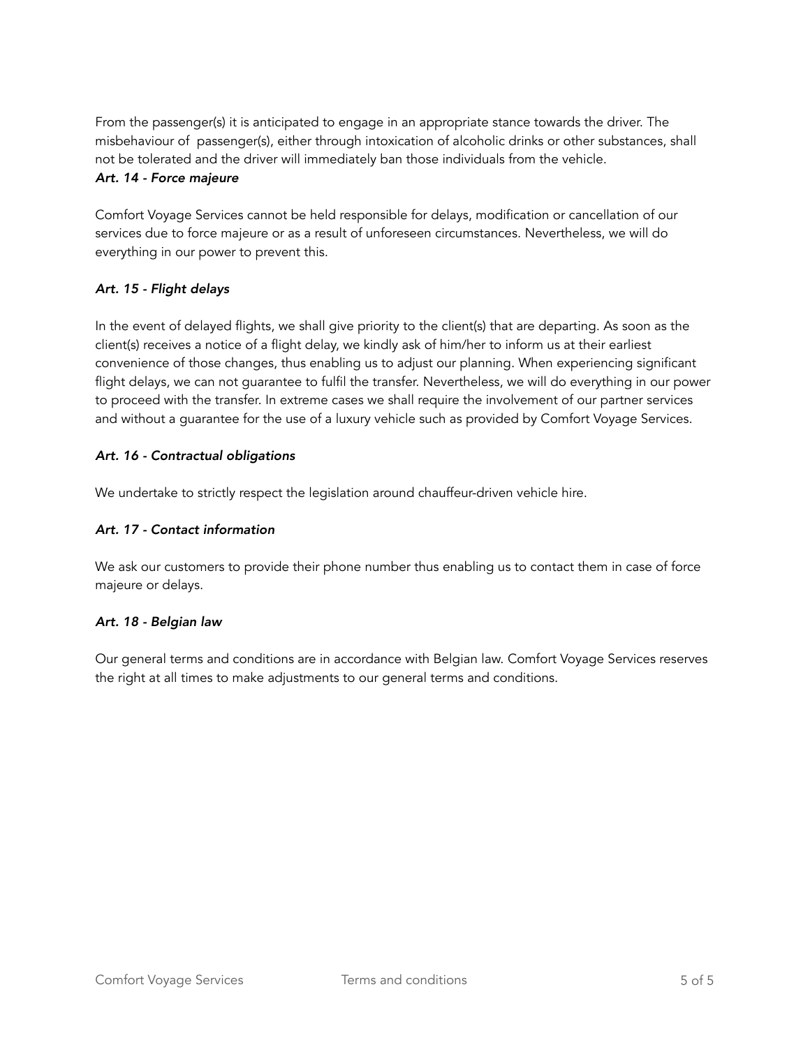From the passenger(s) it is anticipated to engage in an appropriate stance towards the driver. The misbehaviour of passenger(s), either through intoxication of alcoholic drinks or other substances, shall not be tolerated and the driver will immediately ban those individuals from the vehicle.

***Art. 14 - Force majeure***

Comfort Voyage Services cannot be held responsible for delays, modification or cancellation of our services due to force majeure or as a result of unforeseen circumstances. Nevertheless, we will do everything in our power to prevent this.

***Art. 15 - Flight delays***

In the event of delayed flights, we shall give priority to the client(s) that are departing. As soon as the client(s) receives a notice of a flight delay, we kindly ask of him/her to inform us at their earliest convenience of those changes, thus enabling us to adjust our planning. When experiencing significant flight delays, we can not guarantee to fulfil the transfer. Nevertheless, we will do everything in our power to proceed with the transfer. In extreme cases we shall require the involvement of our partner services and without a guarantee for the use of a luxury vehicle such as provided by Comfort Voyage Services.

***Art. 16 - Contractual obligations***

We undertake to strictly respect the legislation around chauffeur-driven vehicle hire.

***Art. 17 - Contact information***

We ask our customers to provide their phone number thus enabling us to contact them in case of force majeure or delays.

***Art. 18 - Belgian law***

Our general terms and conditions are in accordance with Belgian law. Comfort Voyage Services reserves the right at all times to make adjustments to our general terms and conditions.